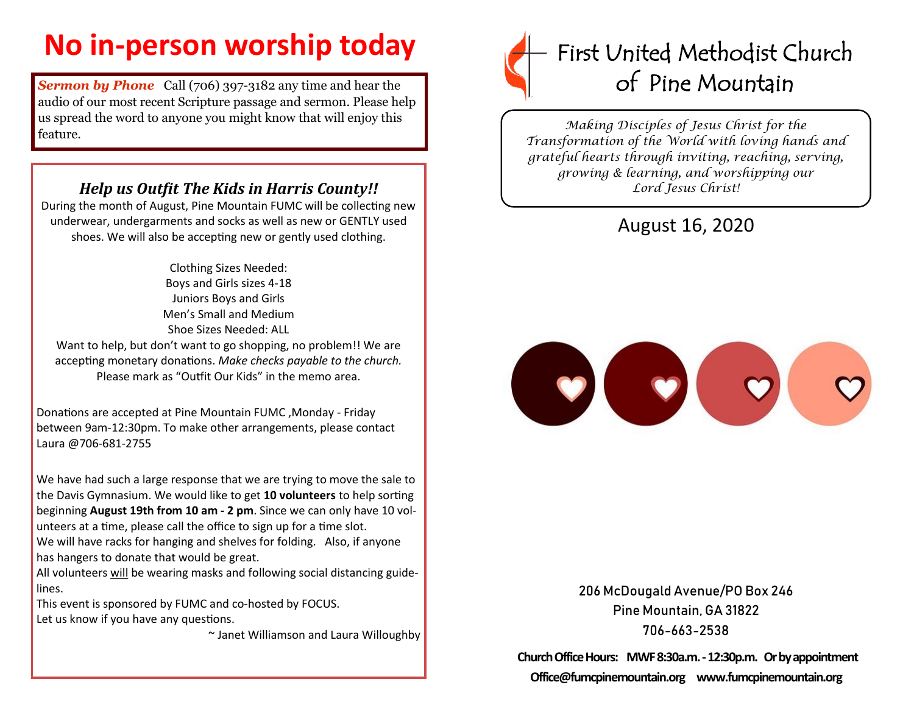# No in-person worship today

***Sermon by Phone*** Call (706) 397-3182 any time and hear the audio of our most recent Scripture passage and sermon. Please help us spread the word to anyone you might know that will enjoy this feature.

## *Help us Outfit The Kids in Harris County!!*

During the month of August, Pine Mountain FUMC will be collecting new underwear, undergarments and socks as well as new or GENTLY used shoes. We will also be accepting new or gently used clothing.

Clothing Sizes Needed:
Boys and Girls sizes 4-18
Juniors Boys and Girls
Men's Small and Medium
Shoe Sizes Needed: ALL

Want to help, but don't want to go shopping, no problem!! We are accepting monetary donations. *Make checks payable to the church.* Please mark as "Outfit Our Kids" in the memo area.

Donations are accepted at Pine Mountain FUMC ,Monday - Friday between 9am-12:30pm. To make other arrangements, please contact Laura @706-681-2755

We have had such a large response that we are trying to move the sale to the Davis Gymnasium. We would like to get **10 volunteers** to help sorting beginning **August 19th from 10 am - 2 pm**. Since we can only have 10 volunteers at a time, please call the office to sign up for a time slot.
We will have racks for hanging and shelves for folding. Also, if anyone has hangers to donate that would be great.
All volunteers will be wearing masks and following social distancing guidelines.
This event is sponsored by FUMC and co-hosted by FOCUS.
Let us know if you have any questions.

~ Janet Williamson and Laura Willoughby

# First United Methodist Church of Pine Mountain

*Making Disciples of Jesus Christ for the Transformation of the World with loving hands and grateful hearts through inviting, reaching, serving, growing & learning, and worshipping our Lord Jesus Christ!*

August 16, 2020

206 McDougald Avenue/PO Box 246
Pine Mountain, GA 31822
706-663-2538

**Church Office Hours: MWF 8:30a.m. - 12:30p.m. Or by appointment**
**Office@fumcpinemountain.org www.fumcpinemountain.org**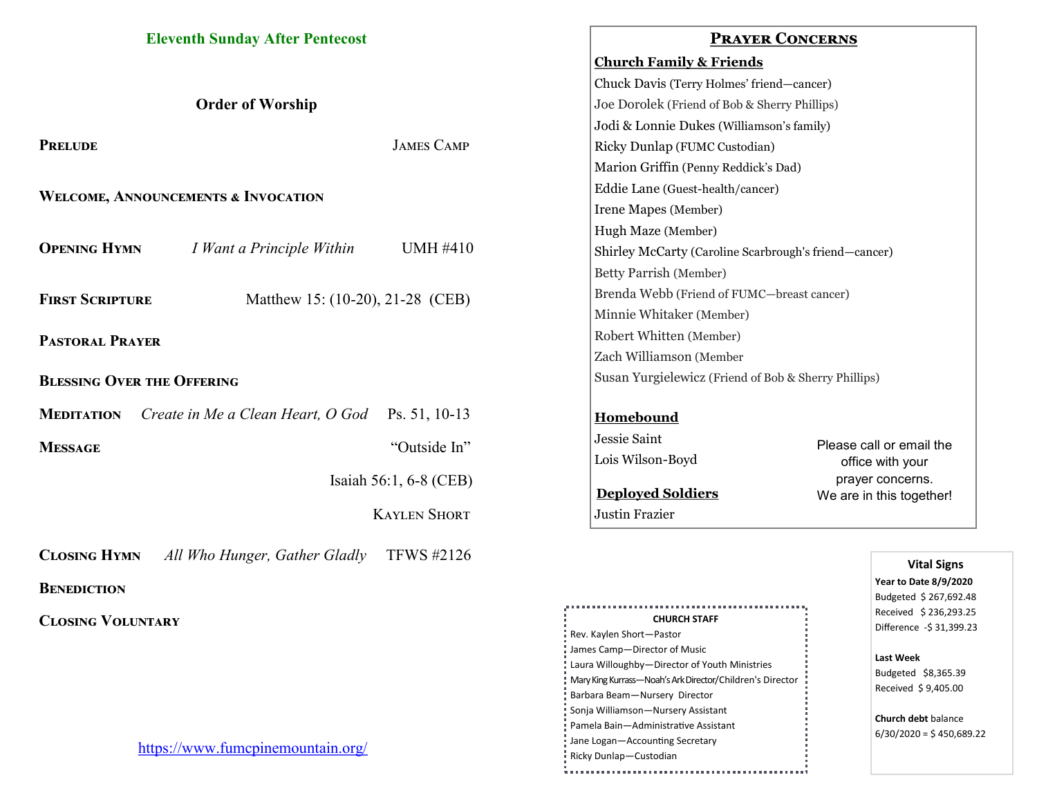## Eleventh Sunday After Pentecost

### Order of Worship

**PRELUDE** — JAMES CAMP

**WELCOME, ANNOUNCEMENTS & INVOCATION**

**OPENING HYMN** — *I Want a Principle Within* — UMH #410

**FIRST SCRIPTURE** — Matthew 15: (10-20), 21-28 (CEB)

**PASTORAL PRAYER**

**BLESSING OVER THE OFFERING**

**MEDITATION** — *Create in Me a Clean Heart, O God* — Ps. 51, 10-13

**MESSAGE** — "Outside In"

Isaiah 56:1, 6-8 (CEB)

KAYLEN SHORT

**CLOSING HYMN** — *All Who Hunger, Gather Gladly* — TFWS #2126

**BENEDICTION**

**CLOSING VOLUNTARY**

https://www.fumcpinemountain.org/

## PRAYER CONCERNS

### Church Family & Friends

Chuck Davis (Terry Holmes' friend—cancer)
Joe Dorolek (Friend of Bob & Sherry Phillips)
Jodi & Lonnie Dukes (Williamson's family)
Ricky Dunlap (FUMC Custodian)
Marion Griffin (Penny Reddick's Dad)
Eddie Lane (Guest-health/cancer)
Irene Mapes (Member)
Hugh Maze (Member)
Shirley McCarty (Caroline Scarbrough's friend—cancer)
Betty Parrish (Member)
Brenda Webb (Friend of FUMC—breast cancer)
Minnie Whitaker (Member)
Robert Whitten (Member)
Zach Williamson (Member
Susan Yurgielewicz (Friend of Bob & Sherry Phillips)

### Homebound

Jessie Saint
Lois Wilson-Boyd

### Deployed Soldiers

Justin Frazier

Please call or email the office with your prayer concerns. We are in this together!

**CHURCH STAFF**

Rev. Kaylen Short—Pastor
James Camp—Director of Music
Laura Willoughby—Director of Youth Ministries
Mary King Kurrass—Noah's Ark Director/Children's Director
Barbara Beam—Nursery Director
Sonja Williamson—Nursery Assistant
Pamela Bain—Administrative Assistant
Jane Logan—Accounting Secretary
Ricky Dunlap—Custodian

**Vital Signs**

**Year to Date 8/9/2020**
Budgeted $ 267,692.48
Received $ 236,293.25
Difference -$ 31,399.23

**Last Week**
Budgeted $8,365.39
Received $ 9,405.00

**Church debt** balance
6/30/2020 = $ 450,689.22